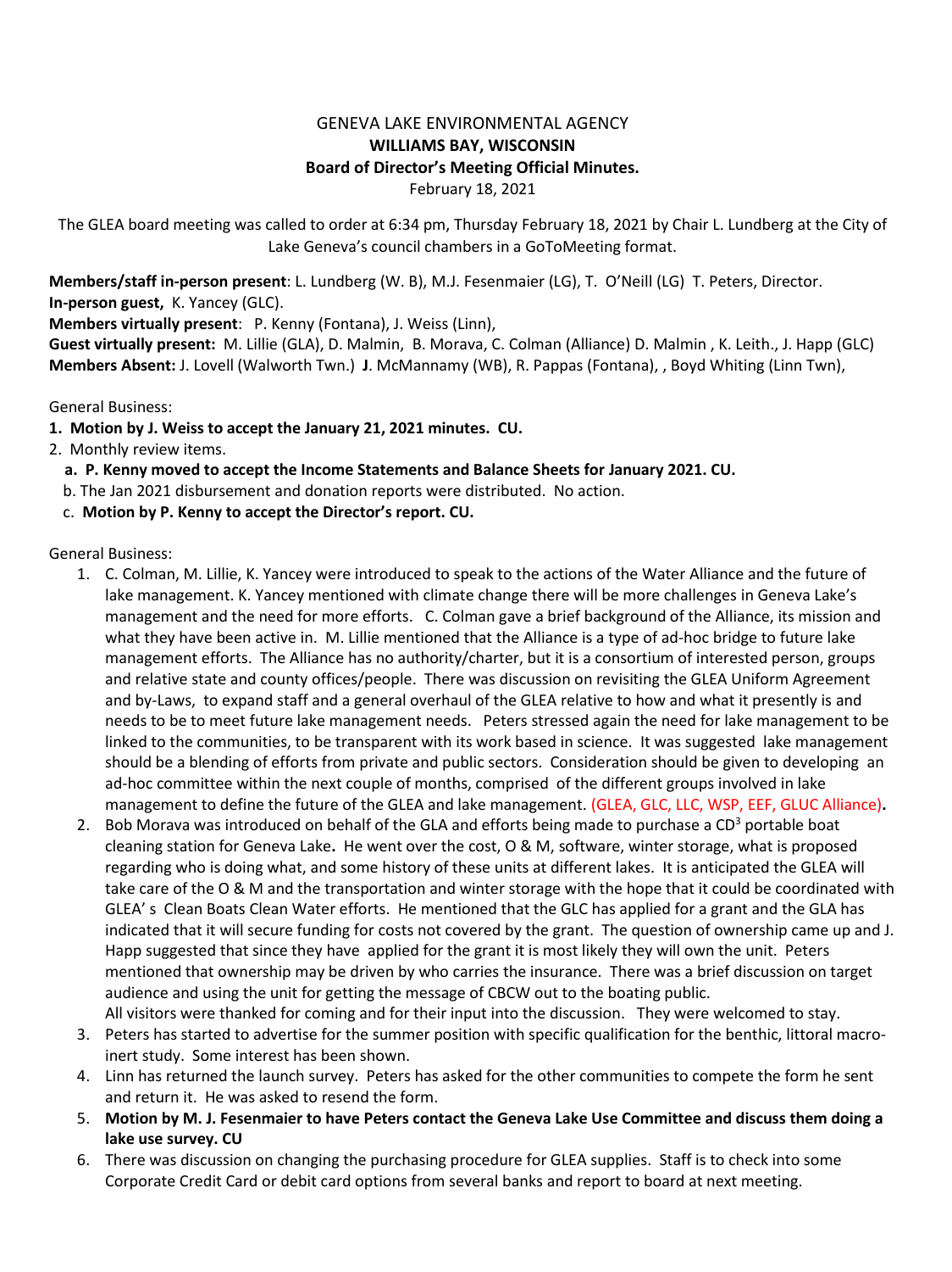GENEVA LAKE ENVIRONMENTAL AGENCY

**WILLIAMS BAY, WISCONSIN**

**Board of Director's Meeting Official Minutes.**

February 18, 2021

The GLEA board meeting was called to order at 6:34 pm, Thursday February 18, 2021 by Chair L. Lundberg at the City of Lake Geneva's council chambers in a GoToMeeting format.

**Members/staff in-person present**: L. Lundberg (W. B), M.J. Fesenmaier (LG), T. O'Neill (LG) T. Peters, Director.
**In-person guest,** K. Yancey (GLC).
**Members virtually present**: P. Kenny (Fontana), J. Weiss (Linn),
**Guest virtually present:** M. Lillie (GLA), D. Malmin, B. Morava, C. Colman (Alliance) D. Malmin , K. Leith., J. Happ (GLC)
**Members Absent:** J. Lovell (Walworth Twn.) **J**. McMannamy (WB), R. Pappas (Fontana), , Boyd Whiting (Linn Twn),

General Business:

1. **Motion by J. Weiss to accept the January 21, 2021 minutes. CU.**
2. Monthly review items.
   a. **P. Kenny moved to accept the Income Statements and Balance Sheets for January 2021. CU.**
   b. The Jan 2021 disbursement and donation reports were distributed. No action.
   c. **Motion by P. Kenny to accept the Director's report. CU.**

General Business:

1. C. Colman, M. Lillie, K. Yancey were introduced to speak to the actions of the Water Alliance and the future of lake management. K. Yancey mentioned with climate change there will be more challenges in Geneva Lake's management and the need for more efforts. C. Colman gave a brief background of the Alliance, its mission and what they have been active in. M. Lillie mentioned that the Alliance is a type of ad-hoc bridge to future lake management efforts. The Alliance has no authority/charter, but it is a consortium of interested person, groups and relative state and county offices/people. There was discussion on revisiting the GLEA Uniform Agreement and by-Laws, to expand staff and a general overhaul of the GLEA relative to how and what it presently is and needs to be to meet future lake management needs. Peters stressed again the need for lake management to be linked to the communities, to be transparent with its work based in science. It was suggested lake management should be a blending of efforts from private and public sectors. Consideration should be given to developing an ad-hoc committee within the next couple of months, comprised of the different groups involved in lake management to define the future of the GLEA and lake management. (GLEA, GLC, LLC, WSP, EEF, GLUC Alliance)**.**
2. Bob Morava was introduced on behalf of the GLA and efforts being made to purchase a CD[3] portable boat cleaning station for Geneva Lake**.** He went over the cost, O & M, software, winter storage, what is proposed regarding who is doing what, and some history of these units at different lakes. It is anticipated the GLEA will take care of the O & M and the transportation and winter storage with the hope that it could be coordinated with GLEA' s Clean Boats Clean Water efforts. He mentioned that the GLC has applied for a grant and the GLA has indicated that it will secure funding for costs not covered by the grant. The question of ownership came up and J. Happ suggested that since they have applied for the grant it is most likely they will own the unit. Peters mentioned that ownership may be driven by who carries the insurance. There was a brief discussion on target audience and using the unit for getting the message of CBCW out to the boating public.
   All visitors were thanked for coming and for their input into the discussion. They were welcomed to stay.
3. Peters has started to advertise for the summer position with specific qualification for the benthic, littoral macro-inert study. Some interest has been shown.
4. Linn has returned the launch survey. Peters has asked for the other communities to compete the form he sent and return it. He was asked to resend the form.
5. **Motion by M. J. Fesenmaier to have Peters contact the Geneva Lake Use Committee and discuss them doing a lake use survey. CU**
6. There was discussion on changing the purchasing procedure for GLEA supplies. Staff is to check into some Corporate Credit Card or debit card options from several banks and report to board at next meeting.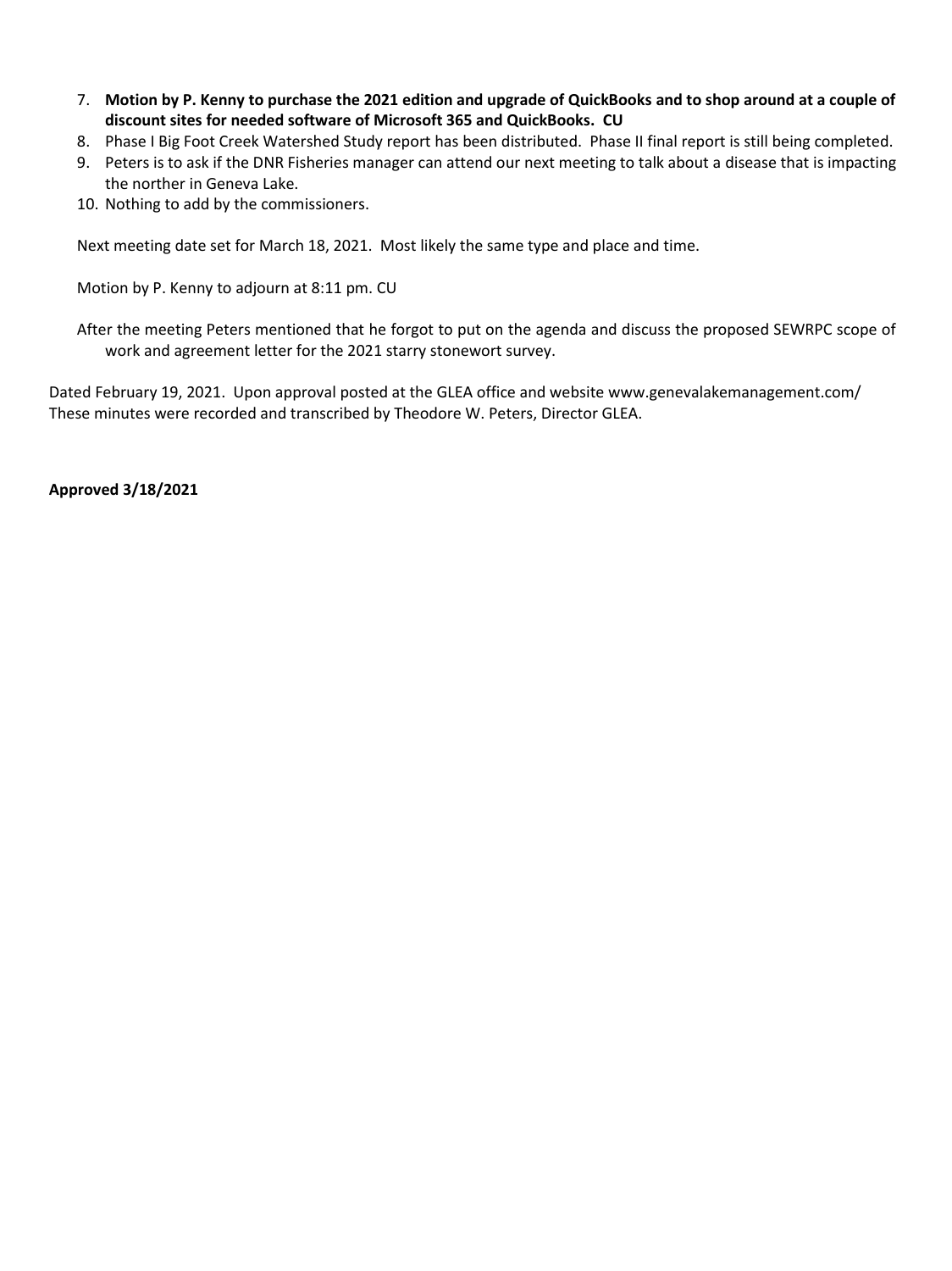7. **Motion by P. Kenny to purchase the 2021 edition and upgrade of QuickBooks and to shop around at a couple of discount sites for needed software of Microsoft 365 and QuickBooks. CU**
8. Phase I Big Foot Creek Watershed Study report has been distributed. Phase II final report is still being completed.
9. Peters is to ask if the DNR Fisheries manager can attend our next meeting to talk about a disease that is impacting the norther in Geneva Lake.
10. Nothing to add by the commissioners.

Next meeting date set for March 18, 2021. Most likely the same type and place and time.

Motion by P. Kenny to adjourn at 8:11 pm. CU

After the meeting Peters mentioned that he forgot to put on the agenda and discuss the proposed SEWRPC scope of work and agreement letter for the 2021 starry stonewort survey.

Dated February 19, 2021. Upon approval posted at the GLEA office and website www.genevalakemanagement.com/
These minutes were recorded and transcribed by Theodore W. Peters, Director GLEA.

**Approved 3/18/2021**